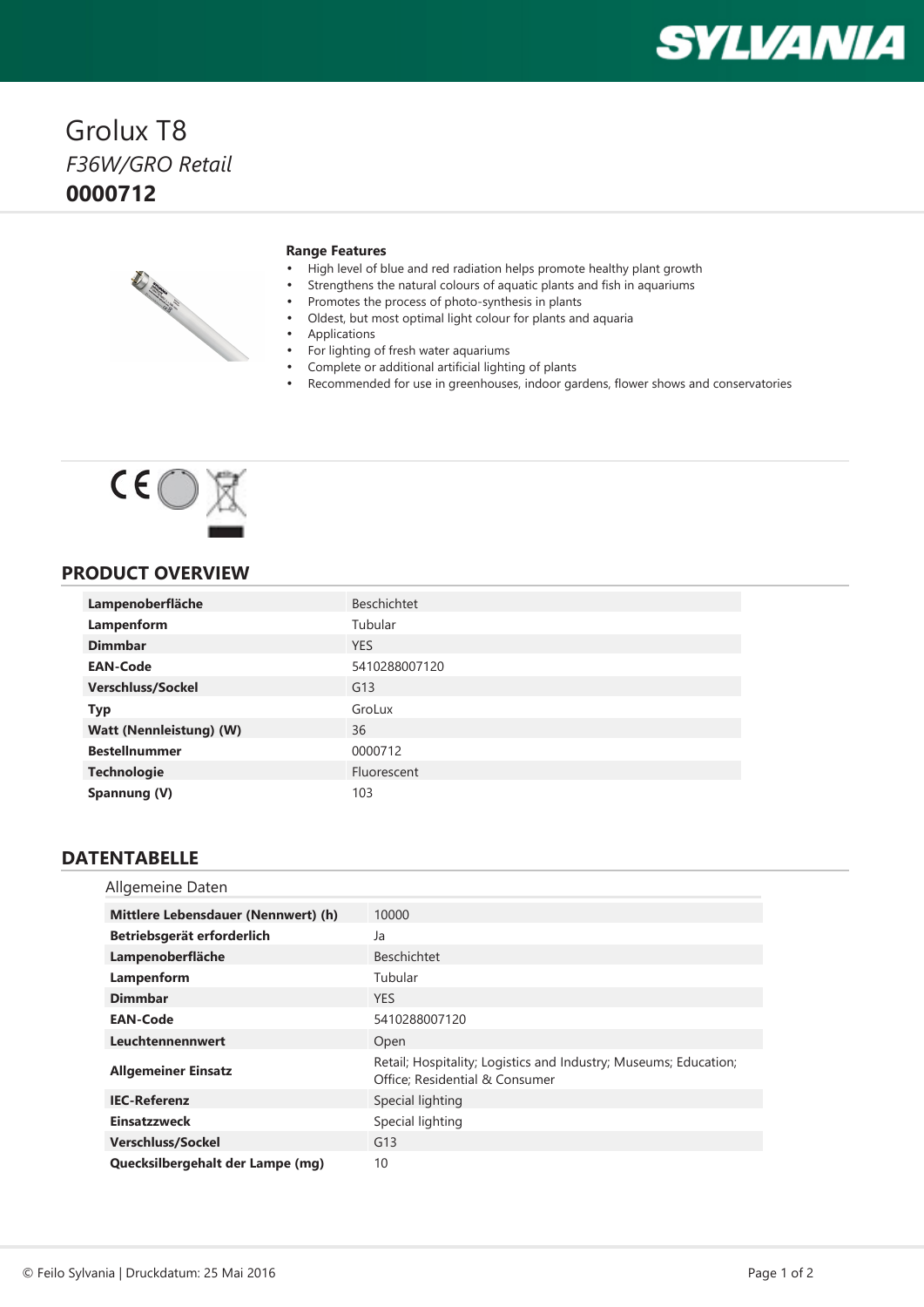# Grolux T8

*F36W/GRO Retail*

**0000712**

**Range Features**

- High level of blue and red radiation helps promote healthy plant growth
- Strengthens the natural colours of aquatic plants and fish in aquariums
- Promotes the process of photo-synthesis in plants
- Oldest, but most optimal light colour for plants and aquaria
- Applications
- For lighting of fresh water aquariums
- Complete or additional artificial lighting of plants
- Recommended for use in greenhouses, indoor gardens, flower shows and conservatories

## PRODUCT OVERVIEW

| | |
|---|---|
| **Lampenoberfläche** | Beschichtet |
| **Lampenform** | Tubular |
| **Dimmbar** | YES |
| **EAN-Code** | 5410288007120 |
| **Verschluss/Sockel** | G13 |
| **Typ** | GroLux |
| **Watt (Nennleistung) (W)** | 36 |
| **Bestellnummer** | 0000712 |
| **Technologie** | Fluorescent |
| **Spannung (V)** | 103 |

## DATENTABELLE

### Allgemeine Daten

| | |
|---|---|
| **Mittlere Lebensdauer (Nennwert) (h)** | 10000 |
| **Betriebsgerät erforderlich** | Ja |
| **Lampenoberfläche** | Beschichtet |
| **Lampenform** | Tubular |
| **Dimmbar** | YES |
| **EAN-Code** | 5410288007120 |
| **Leuchtennennwert** | Open |
| **Allgemeiner Einsatz** | Retail; Hospitality; Logistics and Industry; Museums; Education; Office; Residential & Consumer |
| **IEC-Referenz** | Special lighting |
| **Einsatzzweck** | Special lighting |
| **Verschluss/Sockel** | G13 |
| **Quecksilbergehalt der Lampe (mg)** | 10 |

© Feilo Sylvania | Druckdatum: 25 Mai 2016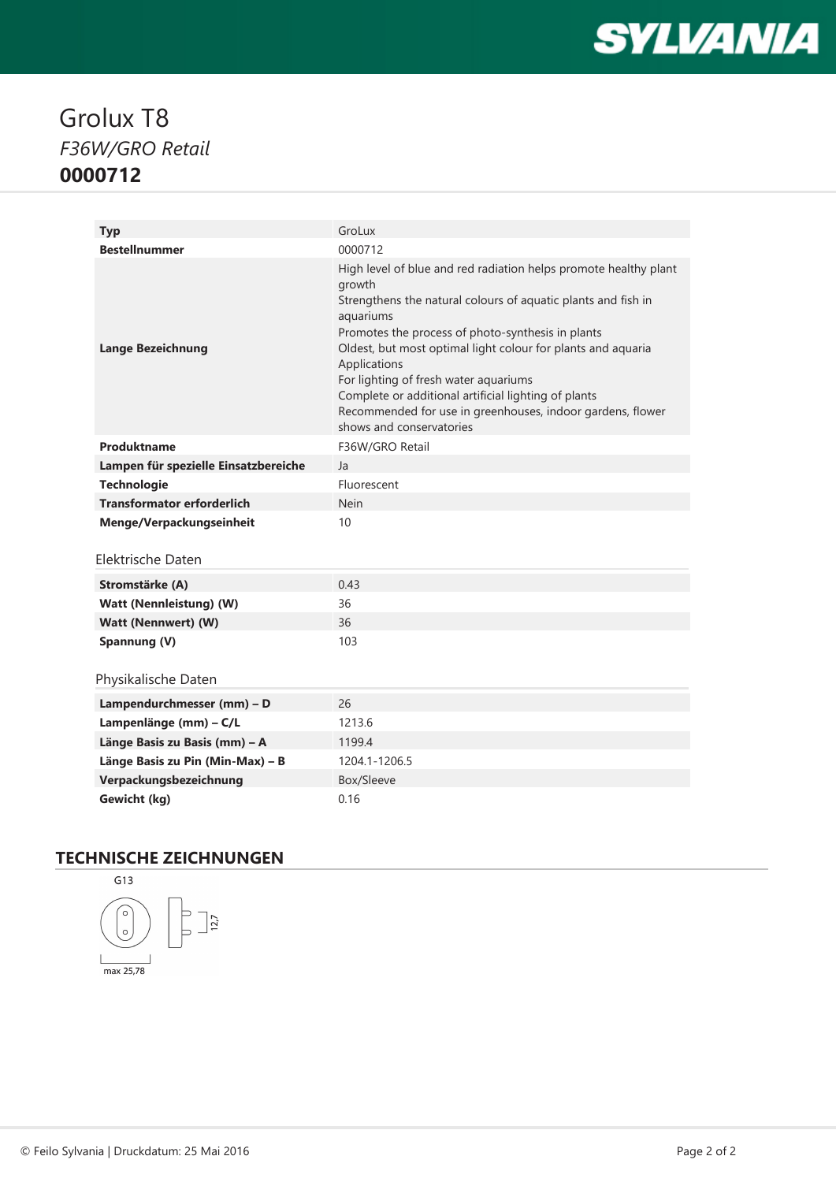# Grolux T8

*F36W/GRO Retail*

**0000712**

| | |
|---|---|
| **Typ** | GroLux |
| **Bestellnummer** | 0000712 |
| **Lange Bezeichnung** | High level of blue and red radiation helps promote healthy plant growth<br>Strengthens the natural colours of aquatic plants and fish in aquariums<br>Promotes the process of photo-synthesis in plants<br>Oldest, but most optimal light colour for plants and aquaria<br>Applications<br>For lighting of fresh water aquariums<br>Complete or additional artificial lighting of plants<br>Recommended for use in greenhouses, indoor gardens, flower shows and conservatories |
| **Produktname** | F36W/GRO Retail |
| **Lampen für spezielle Einsatzbereiche** | Ja |
| **Technologie** | Fluorescent |
| **Transformator erforderlich** | Nein |
| **Menge/Verpackungseinheit** | 10 |

## Elektrische Daten

| | |
|---|---|
| **Stromstärke (A)** | 0.43 |
| **Watt (Nennleistung) (W)** | 36 |
| **Watt (Nennwert) (W)** | 36 |
| **Spannung (V)** | 103 |

## Physikalische Daten

| | |
|---|---|
| **Lampendurchmesser (mm) – D** | 26 |
| **Lampenlänge (mm) – C/L** | 1213.6 |
| **Länge Basis zu Basis (mm) – A** | 1199.4 |
| **Länge Basis zu Pin (Min-Max) – B** | 1204.1-1206.5 |
| **Verpackungsbezeichnung** | Box/Sleeve |
| **Gewicht (kg)** | 0.16 |

## TECHNISCHE ZEICHNUNGEN

G13

12,7

max 25,78